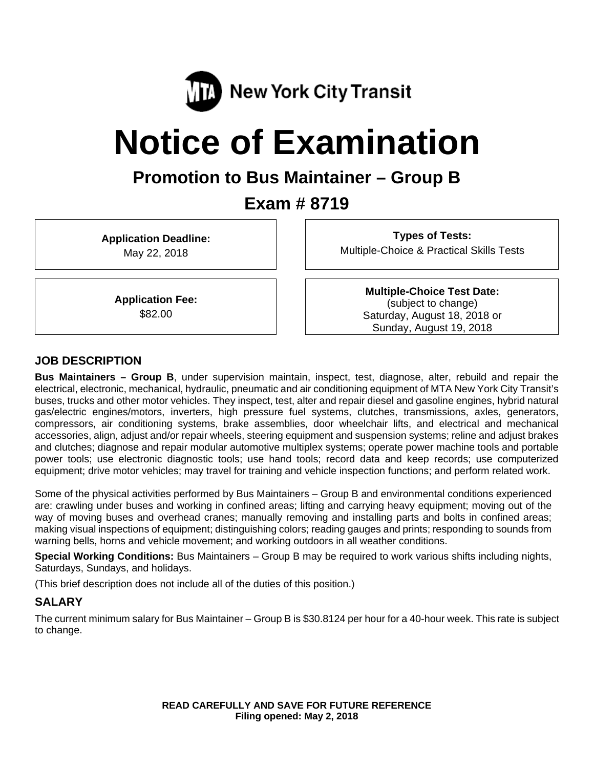MTA New York City Transit

# Notice of Examination

## Promotion to Bus Maintainer – Group B

## Exam # 8719

**Application Deadline:**
May 22, 2018

**Types of Tests:**
Multiple-Choice & Practical Skills Tests

**Application Fee:**
$82.00

**Multiple-Choice Test Date:**
(subject to change)
Saturday, August 18, 2018 or
Sunday, August 19, 2018

### JOB DESCRIPTION

**Bus Maintainers – Group B**, under supervision maintain, inspect, test, diagnose, alter, rebuild and repair the electrical, electronic, mechanical, hydraulic, pneumatic and air conditioning equipment of MTA New York City Transit's buses, trucks and other motor vehicles. They inspect, test, alter and repair diesel and gasoline engines, hybrid natural gas/electric engines/motors, inverters, high pressure fuel systems, clutches, transmissions, axles, generators, compressors, air conditioning systems, brake assemblies, door wheelchair lifts, and electrical and mechanical accessories, align, adjust and/or repair wheels, steering equipment and suspension systems; reline and adjust brakes and clutches; diagnose and repair modular automotive multiplex systems; operate power machine tools and portable power tools; use electronic diagnostic tools; use hand tools; record data and keep records; use computerized equipment; drive motor vehicles; may travel for training and vehicle inspection functions; and perform related work.

Some of the physical activities performed by Bus Maintainers – Group B and environmental conditions experienced are: crawling under buses and working in confined areas; lifting and carrying heavy equipment; moving out of the way of moving buses and overhead cranes; manually removing and installing parts and bolts in confined areas; making visual inspections of equipment; distinguishing colors; reading gauges and prints; responding to sounds from warning bells, horns and vehicle movement; and working outdoors in all weather conditions.

**Special Working Conditions:** Bus Maintainers – Group B may be required to work various shifts including nights, Saturdays, Sundays, and holidays.

(This brief description does not include all of the duties of this position.)

### SALARY

The current minimum salary for Bus Maintainer – Group B is $30.8124 per hour for a 40-hour week. This rate is subject to change.

**READ CAREFULLY AND SAVE FOR FUTURE REFERENCE**
**Filing opened: May 2, 2018**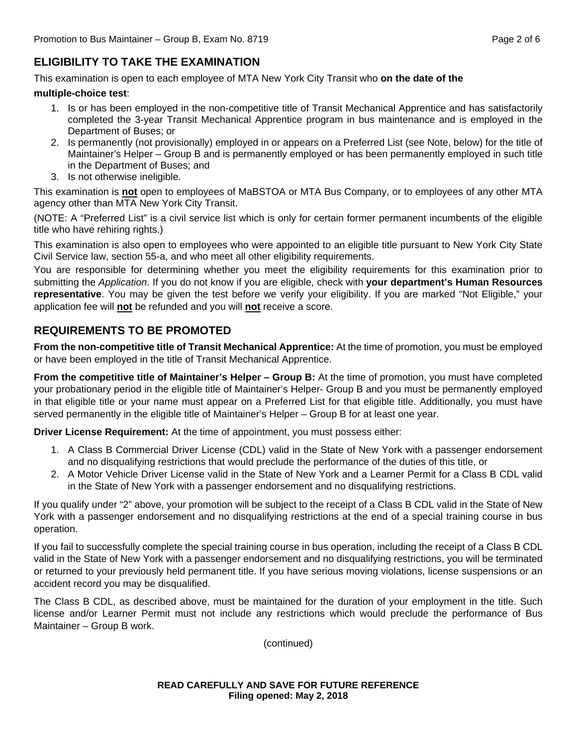## ELIGIBILITY TO TAKE THE EXAMINATION

This examination is open to each employee of MTA New York City Transit who **on the date of the multiple-choice test**:

1. Is or has been employed in the non-competitive title of Transit Mechanical Apprentice and has satisfactorily completed the 3-year Transit Mechanical Apprentice program in bus maintenance and is employed in the Department of Buses; or
2. Is permanently (not provisionally) employed in or appears on a Preferred List (see Note, below) for the title of Maintainer's Helper – Group B and is permanently employed or has been permanently employed in such title in the Department of Buses; and
3. Is not otherwise ineligible.

This examination is **not** open to employees of MaBSTOA or MTA Bus Company, or to employees of any other MTA agency other than MTA New York City Transit.

(NOTE: A "Preferred List" is a civil service list which is only for certain former permanent incumbents of the eligible title who have rehiring rights.)

This examination is also open to employees who were appointed to an eligible title pursuant to New York City State Civil Service law, section 55-a, and who meet all other eligibility requirements.

You are responsible for determining whether you meet the eligibility requirements for this examination prior to submitting the *Application*. If you do not know if you are eligible, check with **your department's Human Resources representative**. You may be given the test before we verify your eligibility. If you are marked "Not Eligible," your application fee will **not** be refunded and you will **not** receive a score.

## REQUIREMENTS TO BE PROMOTED

**From the non-competitive title of Transit Mechanical Apprentice:** At the time of promotion, you must be employed or have been employed in the title of Transit Mechanical Apprentice.

**From the competitive title of Maintainer's Helper – Group B:** At the time of promotion, you must have completed your probationary period in the eligible title of Maintainer's Helper- Group B and you must be permanently employed in that eligible title or your name must appear on a Preferred List for that eligible title. Additionally, you must have served permanently in the eligible title of Maintainer's Helper – Group B for at least one year.

**Driver License Requirement:** At the time of appointment, you must possess either:

1. A Class B Commercial Driver License (CDL) valid in the State of New York with a passenger endorsement and no disqualifying restrictions that would preclude the performance of the duties of this title, or
2. A Motor Vehicle Driver License valid in the State of New York and a Learner Permit for a Class B CDL valid in the State of New York with a passenger endorsement and no disqualifying restrictions.

If you qualify under "2" above, your promotion will be subject to the receipt of a Class B CDL valid in the State of New York with a passenger endorsement and no disqualifying restrictions at the end of a special training course in bus operation.

If you fail to successfully complete the special training course in bus operation, including the receipt of a Class B CDL valid in the State of New York with a passenger endorsement and no disqualifying restrictions, you will be terminated or returned to your previously held permanent title. If you have serious moving violations, license suspensions or an accident record you may be disqualified.

The Class B CDL, as described above, must be maintained for the duration of your employment in the title. Such license and/or Learner Permit must not include any restrictions which would preclude the performance of Bus Maintainer – Group B work.

(continued)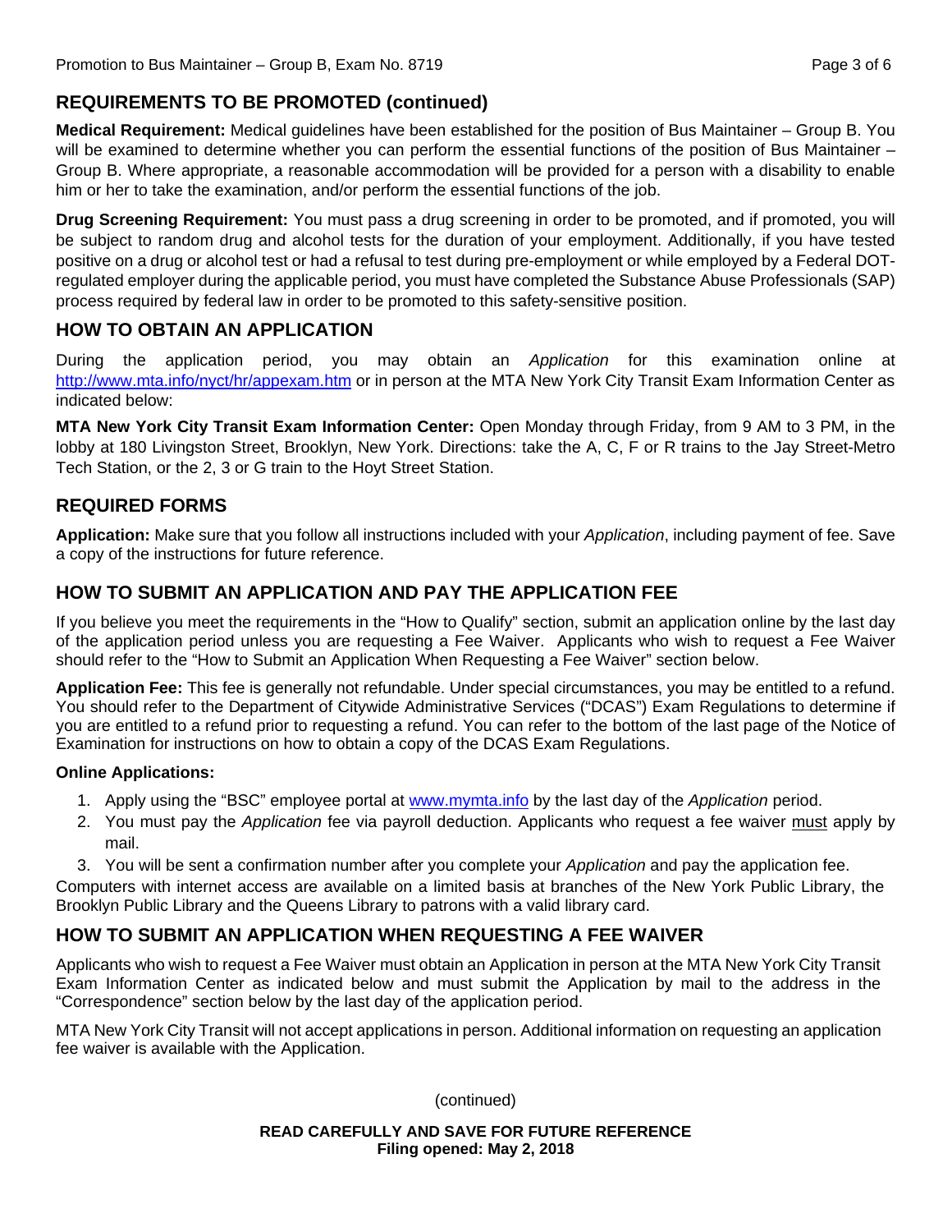## REQUIREMENTS TO BE PROMOTED (continued)

**Medical Requirement:** Medical guidelines have been established for the position of Bus Maintainer – Group B. You will be examined to determine whether you can perform the essential functions of the position of Bus Maintainer – Group B. Where appropriate, a reasonable accommodation will be provided for a person with a disability to enable him or her to take the examination, and/or perform the essential functions of the job.

**Drug Screening Requirement:** You must pass a drug screening in order to be promoted, and if promoted, you will be subject to random drug and alcohol tests for the duration of your employment. Additionally, if you have tested positive on a drug or alcohol test or had a refusal to test during pre-employment or while employed by a Federal DOT-regulated employer during the applicable period, you must have completed the Substance Abuse Professionals (SAP) process required by federal law in order to be promoted to this safety-sensitive position.

## HOW TO OBTAIN AN APPLICATION

During the application period, you may obtain an *Application* for this examination online at http://www.mta.info/nyct/hr/appexam.htm or in person at the MTA New York City Transit Exam Information Center as indicated below:

**MTA New York City Transit Exam Information Center:** Open Monday through Friday, from 9 AM to 3 PM, in the lobby at 180 Livingston Street, Brooklyn, New York. Directions: take the A, C, F or R trains to the Jay Street-Metro Tech Station, or the 2, 3 or G train to the Hoyt Street Station.

## REQUIRED FORMS

**Application:** Make sure that you follow all instructions included with your *Application*, including payment of fee. Save a copy of the instructions for future reference.

## HOW TO SUBMIT AN APPLICATION AND PAY THE APPLICATION FEE

If you believe you meet the requirements in the "How to Qualify" section, submit an application online by the last day of the application period unless you are requesting a Fee Waiver. Applicants who wish to request a Fee Waiver should refer to the "How to Submit an Application When Requesting a Fee Waiver" section below.

**Application Fee:** This fee is generally not refundable. Under special circumstances, you may be entitled to a refund. You should refer to the Department of Citywide Administrative Services ("DCAS") Exam Regulations to determine if you are entitled to a refund prior to requesting a refund. You can refer to the bottom of the last page of the Notice of Examination for instructions on how to obtain a copy of the DCAS Exam Regulations.

**Online Applications:**

1. Apply using the "BSC" employee portal at www.mymta.info by the last day of the *Application* period.
2. You must pay the *Application* fee via payroll deduction. Applicants who request a fee waiver must apply by mail.
3. You will be sent a confirmation number after you complete your *Application* and pay the application fee.

Computers with internet access are available on a limited basis at branches of the New York Public Library, the Brooklyn Public Library and the Queens Library to patrons with a valid library card.

## HOW TO SUBMIT AN APPLICATION WHEN REQUESTING A FEE WAIVER

Applicants who wish to request a Fee Waiver must obtain an Application in person at the MTA New York City Transit Exam Information Center as indicated below and must submit the Application by mail to the address in the "Correspondence" section below by the last day of the application period.

MTA New York City Transit will not accept applications in person. Additional information on requesting an application fee waiver is available with the Application.

(continued)

**READ CAREFULLY AND SAVE FOR FUTURE REFERENCE**
**Filing opened: May 2, 2018**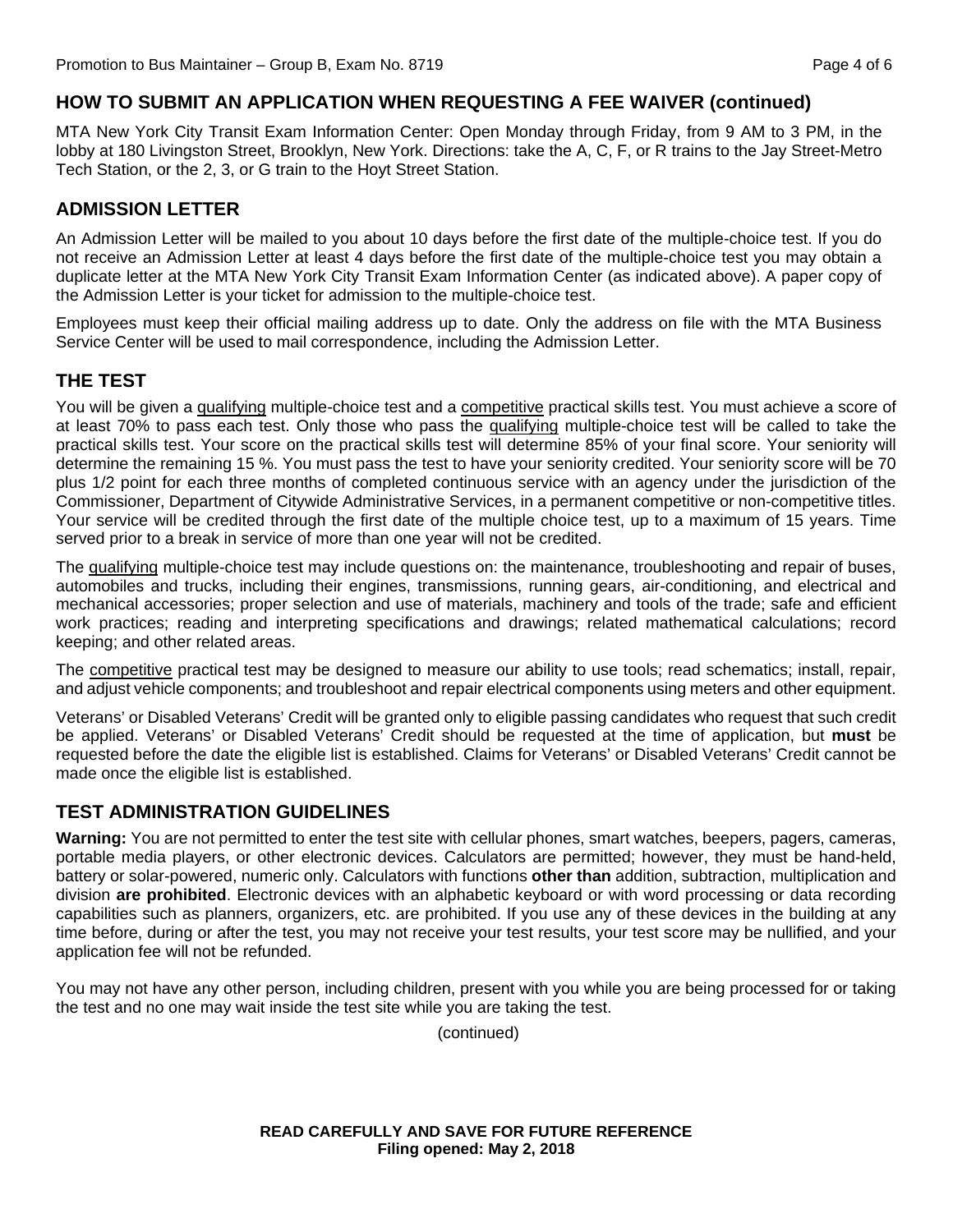## HOW TO SUBMIT AN APPLICATION WHEN REQUESTING A FEE WAIVER (continued)

MTA New York City Transit Exam Information Center: Open Monday through Friday, from 9 AM to 3 PM, in the lobby at 180 Livingston Street, Brooklyn, New York. Directions: take the A, C, F, or R trains to the Jay Street-Metro Tech Station, or the 2, 3, or G train to the Hoyt Street Station.

## ADMISSION LETTER

An Admission Letter will be mailed to you about 10 days before the first date of the multiple-choice test. If you do not receive an Admission Letter at least 4 days before the first date of the multiple-choice test you may obtain a duplicate letter at the MTA New York City Transit Exam Information Center (as indicated above). A paper copy of the Admission Letter is your ticket for admission to the multiple-choice test.

Employees must keep their official mailing address up to date. Only the address on file with the MTA Business Service Center will be used to mail correspondence, including the Admission Letter.

## THE TEST

You will be given a qualifying multiple-choice test and a competitive practical skills test. You must achieve a score of at least 70% to pass each test. Only those who pass the qualifying multiple-choice test will be called to take the practical skills test. Your score on the practical skills test will determine 85% of your final score. Your seniority will determine the remaining 15 %. You must pass the test to have your seniority credited. Your seniority score will be 70 plus 1/2 point for each three months of completed continuous service with an agency under the jurisdiction of the Commissioner, Department of Citywide Administrative Services, in a permanent competitive or non-competitive titles. Your service will be credited through the first date of the multiple choice test, up to a maximum of 15 years. Time served prior to a break in service of more than one year will not be credited.

The qualifying multiple-choice test may include questions on: the maintenance, troubleshooting and repair of buses, automobiles and trucks, including their engines, transmissions, running gears, air-conditioning, and electrical and mechanical accessories; proper selection and use of materials, machinery and tools of the trade; safe and efficient work practices; reading and interpreting specifications and drawings; related mathematical calculations; record keeping; and other related areas.

The competitive practical test may be designed to measure our ability to use tools; read schematics; install, repair, and adjust vehicle components; and troubleshoot and repair electrical components using meters and other equipment.

Veterans' or Disabled Veterans' Credit will be granted only to eligible passing candidates who request that such credit be applied. Veterans' or Disabled Veterans' Credit should be requested at the time of application, but **must** be requested before the date the eligible list is established. Claims for Veterans' or Disabled Veterans' Credit cannot be made once the eligible list is established.

## TEST ADMINISTRATION GUIDELINES

**Warning:** You are not permitted to enter the test site with cellular phones, smart watches, beepers, pagers, cameras, portable media players, or other electronic devices. Calculators are permitted; however, they must be hand-held, battery or solar-powered, numeric only. Calculators with functions **other than** addition, subtraction, multiplication and division **are prohibited**. Electronic devices with an alphabetic keyboard or with word processing or data recording capabilities such as planners, organizers, etc. are prohibited. If you use any of these devices in the building at any time before, during or after the test, you may not receive your test results, your test score may be nullified, and your application fee will not be refunded.

You may not have any other person, including children, present with you while you are being processed for or taking the test and no one may wait inside the test site while you are taking the test.

(continued)

**READ CAREFULLY AND SAVE FOR FUTURE REFERENCE**
**Filing opened: May 2, 2018**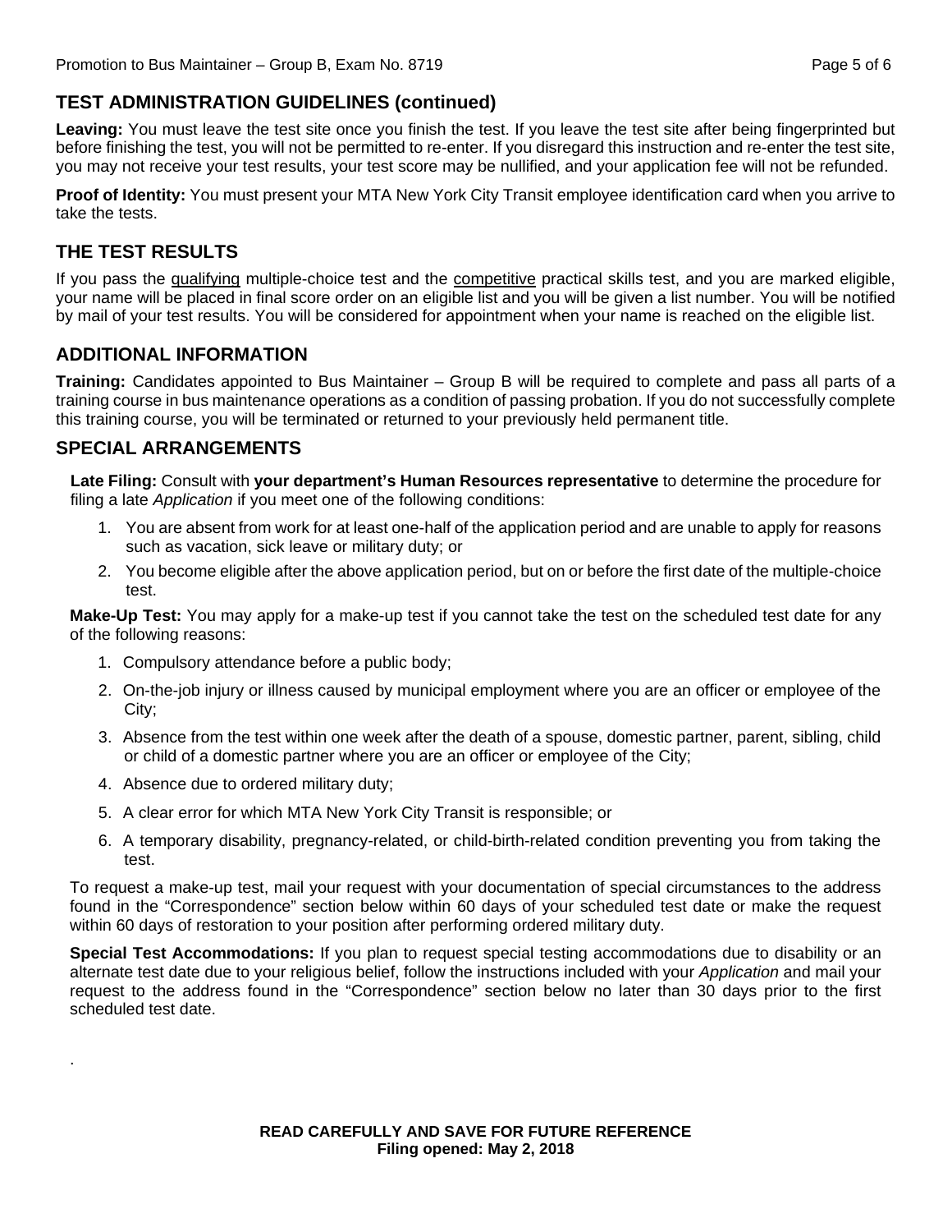## TEST ADMINISTRATION GUIDELINES (continued)

**Leaving:** You must leave the test site once you finish the test. If you leave the test site after being fingerprinted but before finishing the test, you will not be permitted to re-enter. If you disregard this instruction and re-enter the test site, you may not receive your test results, your test score may be nullified, and your application fee will not be refunded.

**Proof of Identity:** You must present your MTA New York City Transit employee identification card when you arrive to take the tests.

## THE TEST RESULTS

If you pass the qualifying multiple-choice test and the competitive practical skills test, and you are marked eligible, your name will be placed in final score order on an eligible list and you will be given a list number. You will be notified by mail of your test results. You will be considered for appointment when your name is reached on the eligible list.

## ADDITIONAL INFORMATION

**Training:** Candidates appointed to Bus Maintainer – Group B will be required to complete and pass all parts of a training course in bus maintenance operations as a condition of passing probation. If you do not successfully complete this training course, you will be terminated or returned to your previously held permanent title.

## SPECIAL ARRANGEMENTS

**Late Filing:** Consult with **your department's Human Resources representative** to determine the procedure for filing a late *Application* if you meet one of the following conditions:

1. You are absent from work for at least one-half of the application period and are unable to apply for reasons such as vacation, sick leave or military duty; or
2. You become eligible after the above application period, but on or before the first date of the multiple-choice test.

**Make-Up Test:** You may apply for a make-up test if you cannot take the test on the scheduled test date for any of the following reasons:

1. Compulsory attendance before a public body;
2. On-the-job injury or illness caused by municipal employment where you are an officer or employee of the City;
3. Absence from the test within one week after the death of a spouse, domestic partner, parent, sibling, child or child of a domestic partner where you are an officer or employee of the City;
4. Absence due to ordered military duty;
5. A clear error for which MTA New York City Transit is responsible; or
6. A temporary disability, pregnancy-related, or child-birth-related condition preventing you from taking the test.

To request a make-up test, mail your request with your documentation of special circumstances to the address found in the "Correspondence" section below within 60 days of your scheduled test date or make the request within 60 days of restoration to your position after performing ordered military duty.

**Special Test Accommodations:** If you plan to request special testing accommodations due to disability or an alternate test date due to your religious belief, follow the instructions included with your *Application* and mail your request to the address found in the "Correspondence" section below no later than 30 days prior to the first scheduled test date.

**READ CAREFULLY AND SAVE FOR FUTURE REFERENCE**
**Filing opened: May 2, 2018**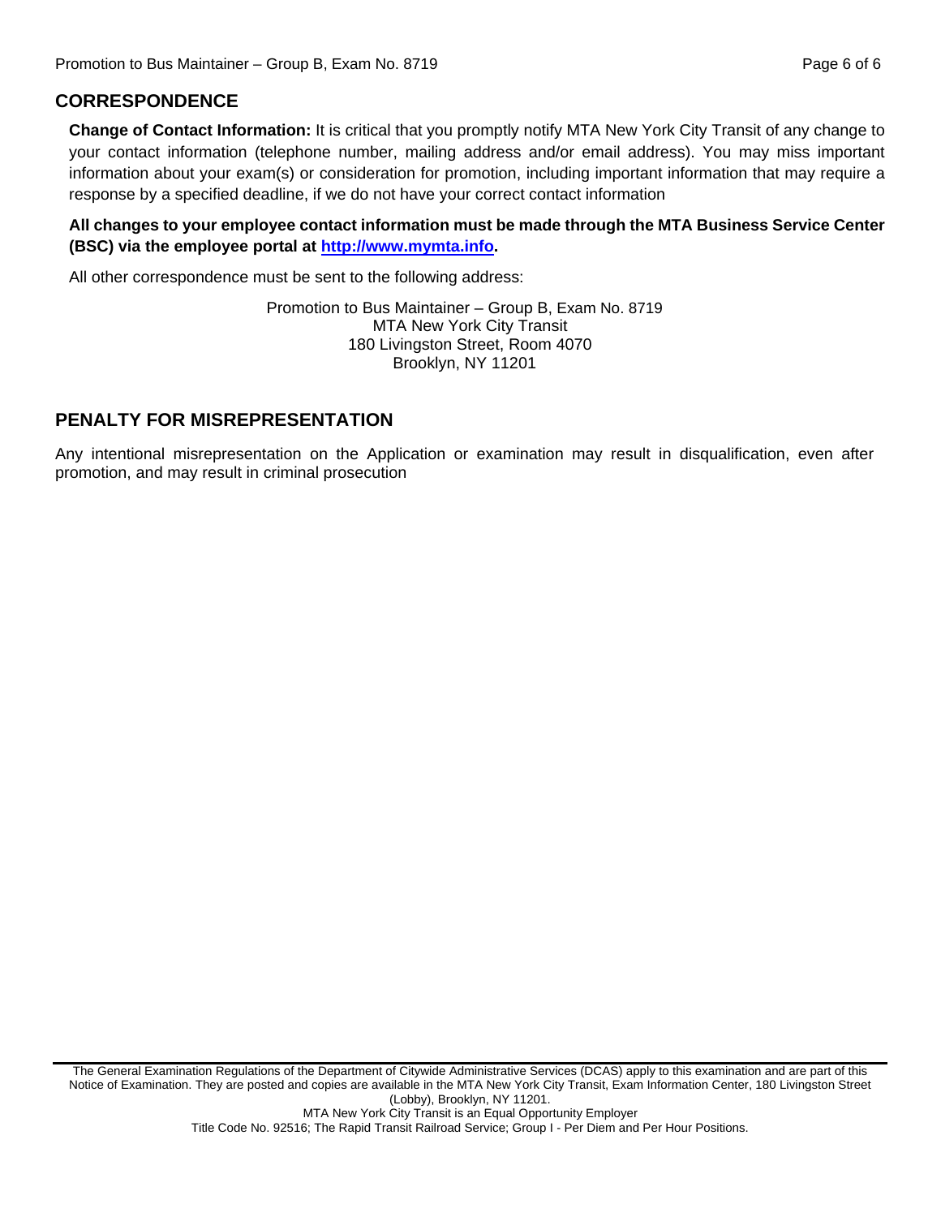## CORRESPONDENCE

**Change of Contact Information:** It is critical that you promptly notify MTA New York City Transit of any change to your contact information (telephone number, mailing address and/or email address). You may miss important information about your exam(s) or consideration for promotion, including important information that may require a response by a specified deadline, if we do not have your correct contact information

**All changes to your employee contact information must be made through the MTA Business Service Center (BSC) via the employee portal at [http://www.mymta.info](http://www.mymta.info).**

All other correspondence must be sent to the following address:

Promotion to Bus Maintainer – Group B, Exam No. 8719
MTA New York City Transit
180 Livingston Street, Room 4070
Brooklyn, NY 11201

## PENALTY FOR MISREPRESENTATION

Any intentional misrepresentation on the Application or examination may result in disqualification, even after promotion, and may result in criminal prosecution

The General Examination Regulations of the Department of Citywide Administrative Services (DCAS) apply to this examination and are part of this Notice of Examination. They are posted and copies are available in the MTA New York City Transit, Exam Information Center, 180 Livingston Street (Lobby), Brooklyn, NY 11201.
MTA New York City Transit is an Equal Opportunity Employer
Title Code No. 92516; The Rapid Transit Railroad Service; Group I - Per Diem and Per Hour Positions.